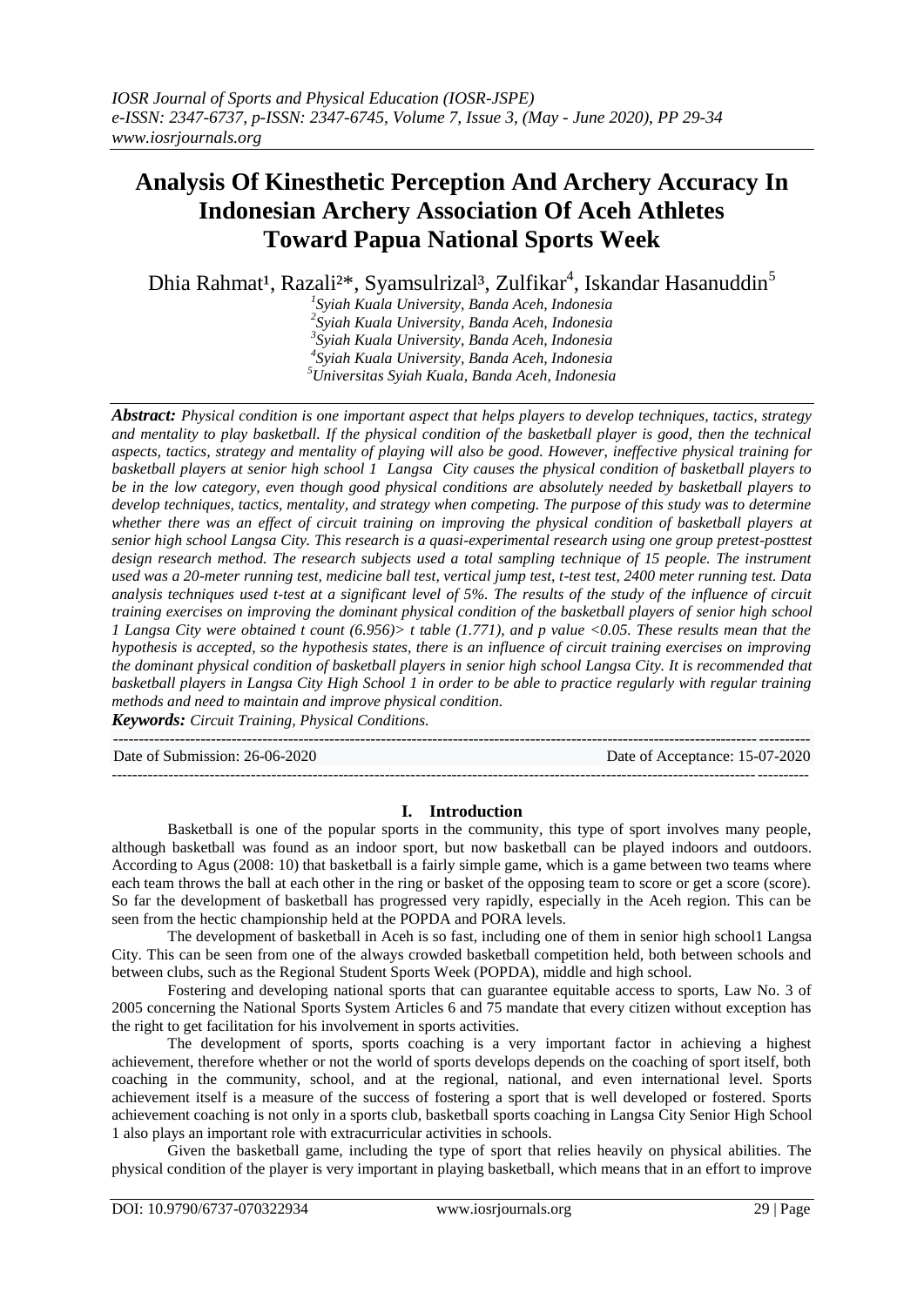# Analysis Of Kinesthetic Perception And Archery Accuracy In Indonesian Archery Association Of Aceh Athletes Toward Papua National Sports Week

Dhia Rahmat[1], Razali[2]*, Syamsulrizal[3], Zulfikar[4], Iskandar Hasanuddin[5]

[1]Syiah Kuala University, Banda Aceh, Indonesia
[2]Syiah Kuala University, Banda Aceh, Indonesia
[3]Syiah Kuala University, Banda Aceh, Indonesia
[4]Syiah Kuala University, Banda Aceh, Indonesia
[5]Universitas Syiah Kuala, Banda Aceh, Indonesia

***Abstract:*** *Physical condition is one important aspect that helps players to develop techniques, tactics, strategy and mentality to play basketball. If the physical condition of the basketball player is good, then the technical aspects, tactics, strategy and mentality of playing will also be good. However, ineffective physical training for basketball players at senior high school 1 Langsa City causes the physical condition of basketball players to be in the low category, even though good physical conditions are absolutely needed by basketball players to develop techniques, tactics, mentality, and strategy when competing. The purpose of this study was to determine whether there was an effect of circuit training on improving the physical condition of basketball players at senior high school Langsa City. This research is a quasi-experimental research using one group pretest-posttest design research method. The research subjects used a total sampling technique of 15 people. The instrument used was a 20-meter running test, medicine ball test, vertical jump test, t-test test, 2400 meter running test. Data analysis techniques used t-test at a significant level of 5%. The results of the study of the influence of circuit training exercises on improving the dominant physical condition of the basketball players of senior high school 1 Langsa City were obtained t count (6.956)> t table (1.771), and p value <0.05. These results mean that the hypothesis is accepted, so the hypothesis states, there is an influence of circuit training exercises on improving the dominant physical condition of basketball players in senior high school Langsa City. It is recommended that basketball players in Langsa City High School 1 in order to be able to practice regularly with regular training methods and need to maintain and improve physical condition.*

***Keywords:*** *Circuit Training, Physical Conditions.*

Date of Submission: 26-06-2020 — Date of Acceptance: 15-07-2020

## I. Introduction

Basketball is one of the popular sports in the community, this type of sport involves many people, although basketball was found as an indoor sport, but now basketball can be played indoors and outdoors. According to Agus (2008: 10) that basketball is a fairly simple game, which is a game between two teams where each team throws the ball at each other in the ring or basket of the opposing team to score or get a score (score). So far the development of basketball has progressed very rapidly, especially in the Aceh region. This can be seen from the hectic championship held at the POPDA and PORA levels.

The development of basketball in Aceh is so fast, including one of them in senior high school1 Langsa City. This can be seen from one of the always crowded basketball competition held, both between schools and between clubs, such as the Regional Student Sports Week (POPDA), middle and high school.

Fostering and developing national sports that can guarantee equitable access to sports, Law No. 3 of 2005 concerning the National Sports System Articles 6 and 75 mandate that every citizen without exception has the right to get facilitation for his involvement in sports activities.

The development of sports, sports coaching is a very important factor in achieving a highest achievement, therefore whether or not the world of sports develops depends on the coaching of sport itself, both coaching in the community, school, and at the regional, national, and even international level. Sports achievement itself is a measure of the success of fostering a sport that is well developed or fostered. Sports achievement coaching is not only in a sports club, basketball sports coaching in Langsa City Senior High School 1 also plays an important role with extracurricular activities in schools.

Given the basketball game, including the type of sport that relies heavily on physical abilities. The physical condition of the player is very important in playing basketball, which means that in an effort to improve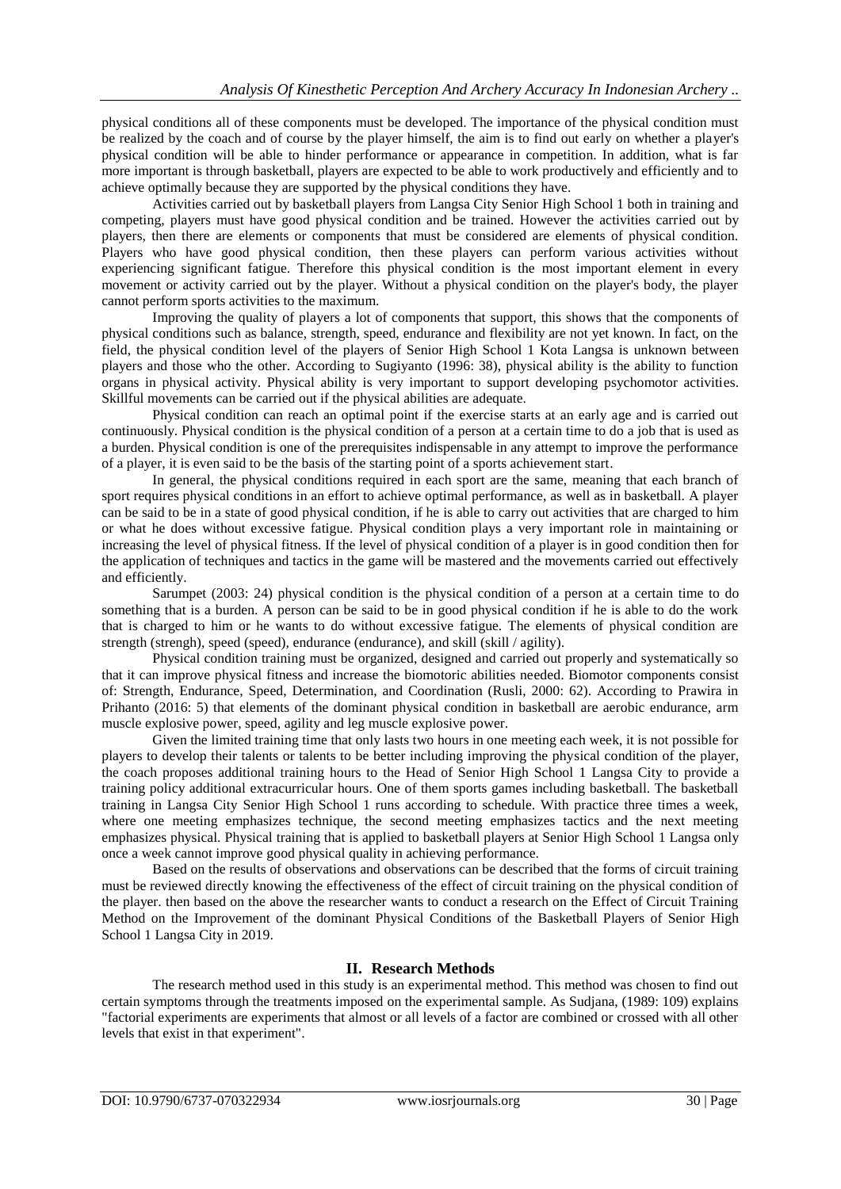physical conditions all of these components must be developed. The importance of the physical condition must be realized by the coach and of course by the player himself, the aim is to find out early on whether a player's physical condition will be able to hinder performance or appearance in competition. In addition, what is far more important is through basketball, players are expected to be able to work productively and efficiently and to achieve optimally because they are supported by the physical conditions they have.

Activities carried out by basketball players from Langsa City Senior High School 1 both in training and competing, players must have good physical condition and be trained. However the activities carried out by players, then there are elements or components that must be considered are elements of physical condition. Players who have good physical condition, then these players can perform various activities without experiencing significant fatigue. Therefore this physical condition is the most important element in every movement or activity carried out by the player. Without a physical condition on the player's body, the player cannot perform sports activities to the maximum.

Improving the quality of players a lot of components that support, this shows that the components of physical conditions such as balance, strength, speed, endurance and flexibility are not yet known. In fact, on the field, the physical condition level of the players of Senior High School 1 Kota Langsa is unknown between players and those who the other. According to Sugiyanto (1996: 38), physical ability is the ability to function organs in physical activity. Physical ability is very important to support developing psychomotor activities. Skillful movements can be carried out if the physical abilities are adequate.

Physical condition can reach an optimal point if the exercise starts at an early age and is carried out continuously. Physical condition is the physical condition of a person at a certain time to do a job that is used as a burden. Physical condition is one of the prerequisites indispensable in any attempt to improve the performance of a player, it is even said to be the basis of the starting point of a sports achievement start.

In general, the physical conditions required in each sport are the same, meaning that each branch of sport requires physical conditions in an effort to achieve optimal performance, as well as in basketball. A player can be said to be in a state of good physical condition, if he is able to carry out activities that are charged to him or what he does without excessive fatigue. Physical condition plays a very important role in maintaining or increasing the level of physical fitness. If the level of physical condition of a player is in good condition then for the application of techniques and tactics in the game will be mastered and the movements carried out effectively and efficiently.

Sarumpet (2003: 24) physical condition is the physical condition of a person at a certain time to do something that is a burden. A person can be said to be in good physical condition if he is able to do the work that is charged to him or he wants to do without excessive fatigue. The elements of physical condition are strength (strengh), speed (speed), endurance (endurance), and skill (skill / agility).

Physical condition training must be organized, designed and carried out properly and systematically so that it can improve physical fitness and increase the biomotoric abilities needed. Biomotor components consist of: Strength, Endurance, Speed, Determination, and Coordination (Rusli, 2000: 62). According to Prawira in Prihanto (2016: 5) that elements of the dominant physical condition in basketball are aerobic endurance, arm muscle explosive power, speed, agility and leg muscle explosive power.

Given the limited training time that only lasts two hours in one meeting each week, it is not possible for players to develop their talents or talents to be better including improving the physical condition of the player, the coach proposes additional training hours to the Head of Senior High School 1 Langsa City to provide a training policy additional extracurricular hours. One of them sports games including basketball. The basketball training in Langsa City Senior High School 1 runs according to schedule. With practice three times a week, where one meeting emphasizes technique, the second meeting emphasizes tactics and the next meeting emphasizes physical. Physical training that is applied to basketball players at Senior High School 1 Langsa only once a week cannot improve good physical quality in achieving performance.

Based on the results of observations and observations can be described that the forms of circuit training must be reviewed directly knowing the effectiveness of the effect of circuit training on the physical condition of the player. then based on the above the researcher wants to conduct a research on the Effect of Circuit Training Method on the Improvement of the dominant Physical Conditions of the Basketball Players of Senior High School 1 Langsa City in 2019.

## II. Research Methods

The research method used in this study is an experimental method. This method was chosen to find out certain symptoms through the treatments imposed on the experimental sample. As Sudjana, (1989: 109) explains "factorial experiments are experiments that almost or all levels of a factor are combined or crossed with all other levels that exist in that experiment".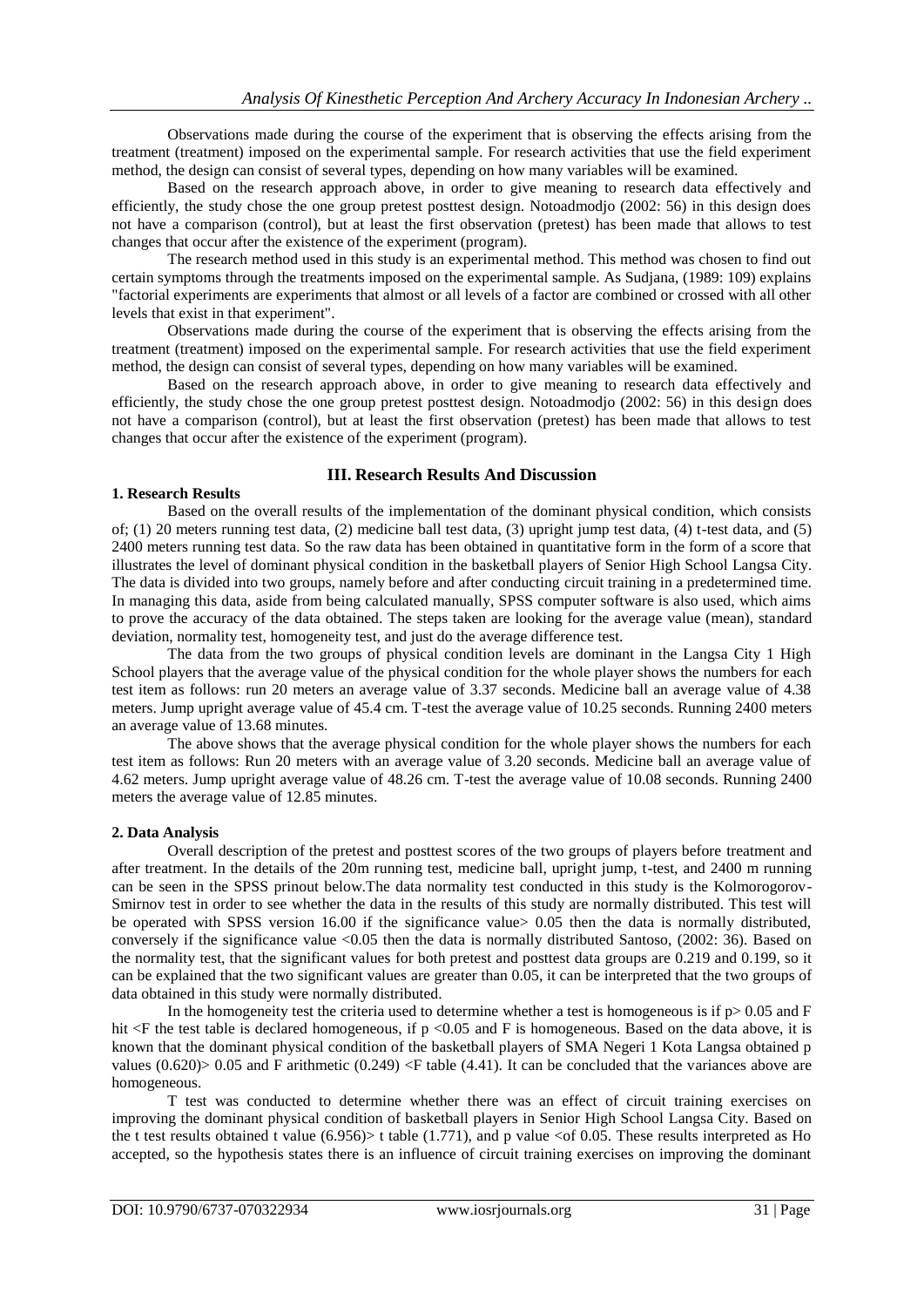Observations made during the course of the experiment that is observing the effects arising from the treatment (treatment) imposed on the experimental sample. For research activities that use the field experiment method, the design can consist of several types, depending on how many variables will be examined.

Based on the research approach above, in order to give meaning to research data effectively and efficiently, the study chose the one group pretest posttest design. Notoadmodjo (2002: 56) in this design does not have a comparison (control), but at least the first observation (pretest) has been made that allows to test changes that occur after the existence of the experiment (program).

The research method used in this study is an experimental method. This method was chosen to find out certain symptoms through the treatments imposed on the experimental sample. As Sudjana, (1989: 109) explains "factorial experiments are experiments that almost or all levels of a factor are combined or crossed with all other levels that exist in that experiment".

Observations made during the course of the experiment that is observing the effects arising from the treatment (treatment) imposed on the experimental sample. For research activities that use the field experiment method, the design can consist of several types, depending on how many variables will be examined.

Based on the research approach above, in order to give meaning to research data effectively and efficiently, the study chose the one group pretest posttest design. Notoadmodjo (2002: 56) in this design does not have a comparison (control), but at least the first observation (pretest) has been made that allows to test changes that occur after the existence of the experiment (program).

## III. Research Results And Discussion

### 1. Research Results

Based on the overall results of the implementation of the dominant physical condition, which consists of; (1) 20 meters running test data, (2) medicine ball test data, (3) upright jump test data, (4) t-test data, and (5) 2400 meters running test data. So the raw data has been obtained in quantitative form in the form of a score that illustrates the level of dominant physical condition in the basketball players of Senior High School Langsa City. The data is divided into two groups, namely before and after conducting circuit training in a predetermined time. In managing this data, aside from being calculated manually, SPSS computer software is also used, which aims to prove the accuracy of the data obtained. The steps taken are looking for the average value (mean), standard deviation, normality test, homogeneity test, and just do the average difference test.

The data from the two groups of physical condition levels are dominant in the Langsa City 1 High School players that the average value of the physical condition for the whole player shows the numbers for each test item as follows: run 20 meters an average value of 3.37 seconds. Medicine ball an average value of 4.38 meters. Jump upright average value of 45.4 cm. T-test the average value of 10.25 seconds. Running 2400 meters an average value of 13.68 minutes.

The above shows that the average physical condition for the whole player shows the numbers for each test item as follows: Run 20 meters with an average value of 3.20 seconds. Medicine ball an average value of 4.62 meters. Jump upright average value of 48.26 cm. T-test the average value of 10.08 seconds. Running 2400 meters the average value of 12.85 minutes.

### 2. Data Analysis

Overall description of the pretest and posttest scores of the two groups of players before treatment and after treatment. In the details of the 20m running test, medicine ball, upright jump, t-test, and 2400 m running can be seen in the SPSS prinout below.The data normality test conducted in this study is the Kolmorogorov-Smirnov test in order to see whether the data in the results of this study are normally distributed. This test will be operated with SPSS version 16.00 if the significance value> 0.05 then the data is normally distributed, conversely if the significance value <0.05 then the data is normally distributed Santoso, (2002: 36). Based on the normality test, that the significant values for both pretest and posttest data groups are 0.219 and 0.199, so it can be explained that the two significant values are greater than 0.05, it can be interpreted that the two groups of data obtained in this study were normally distributed.

In the homogeneity test the criteria used to determine whether a test is homogeneous is if p> 0.05 and F hit <F the test table is declared homogeneous, if p <0.05 and F is homogeneous. Based on the data above, it is known that the dominant physical condition of the basketball players of SMA Negeri 1 Kota Langsa obtained p values (0.620)> 0.05 and F arithmetic (0.249) <F table (4.41). It can be concluded that the variances above are homogeneous.

T test was conducted to determine whether there was an effect of circuit training exercises on improving the dominant physical condition of basketball players in Senior High School Langsa City. Based on the t test results obtained t value (6.956)> t table (1.771), and p value <of 0.05. These results interpreted as Ho accepted, so the hypothesis states there is an influence of circuit training exercises on improving the dominant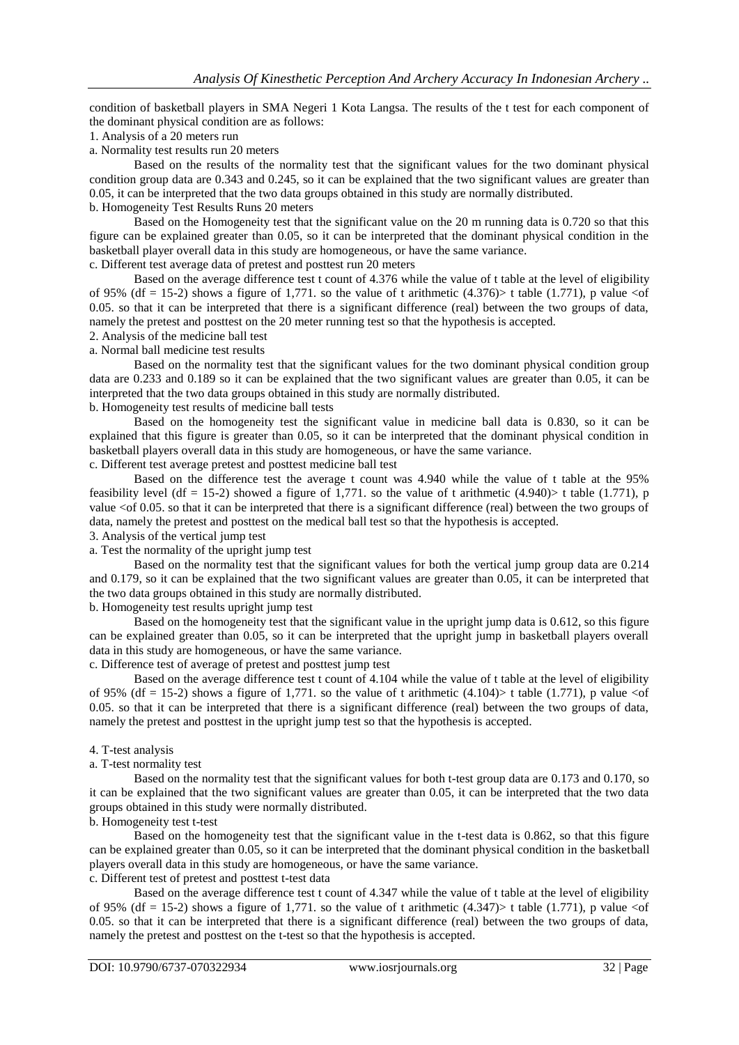condition of basketball players in SMA Negeri 1 Kota Langsa. The results of the t test for each component of the dominant physical condition are as follows:

1. Analysis of a 20 meters run

a. Normality test results run 20 meters

Based on the results of the normality test that the significant values for the two dominant physical condition group data are 0.343 and 0.245, so it can be explained that the two significant values are greater than 0.05, it can be interpreted that the two data groups obtained in this study are normally distributed.

b. Homogeneity Test Results Runs 20 meters

Based on the Homogeneity test that the significant value on the 20 m running data is 0.720 so that this figure can be explained greater than 0.05, so it can be interpreted that the dominant physical condition in the basketball player overall data in this study are homogeneous, or have the same variance.

c. Different test average data of pretest and posttest run 20 meters

Based on the average difference test t count of 4.376 while the value of t table at the level of eligibility of 95% (df = 15-2) shows a figure of 1,771. so the value of t arithmetic (4.376)> t table (1.771), p value <of 0.05. so that it can be interpreted that there is a significant difference (real) between the two groups of data, namely the pretest and posttest on the 20 meter running test so that the hypothesis is accepted.

2. Analysis of the medicine ball test

a. Normal ball medicine test results

Based on the normality test that the significant values for the two dominant physical condition group data are 0.233 and 0.189 so it can be explained that the two significant values are greater than 0.05, it can be interpreted that the two data groups obtained in this study are normally distributed.

b. Homogeneity test results of medicine ball tests

Based on the homogeneity test the significant value in medicine ball data is 0.830, so it can be explained that this figure is greater than 0.05, so it can be interpreted that the dominant physical condition in basketball players overall data in this study are homogeneous, or have the same variance.

c. Different test average pretest and posttest medicine ball test

Based on the difference test the average t count was 4.940 while the value of t table at the 95% feasibility level (df = 15-2) showed a figure of 1,771. so the value of t arithmetic (4.940)> t table (1.771), p value <of 0.05. so that it can be interpreted that there is a significant difference (real) between the two groups of data, namely the pretest and posttest on the medical ball test so that the hypothesis is accepted.

3. Analysis of the vertical jump test

a. Test the normality of the upright jump test

Based on the normality test that the significant values for both the vertical jump group data are 0.214 and 0.179, so it can be explained that the two significant values are greater than 0.05, it can be interpreted that the two data groups obtained in this study are normally distributed.

b. Homogeneity test results upright jump test

Based on the homogeneity test that the significant value in the upright jump data is 0.612, so this figure can be explained greater than 0.05, so it can be interpreted that the upright jump in basketball players overall data in this study are homogeneous, or have the same variance.

c. Difference test of average of pretest and posttest jump test

Based on the average difference test t count of 4.104 while the value of t table at the level of eligibility of 95% (df = 15-2) shows a figure of 1,771. so the value of t arithmetic (4.104)> t table (1.771), p value <of 0.05. so that it can be interpreted that there is a significant difference (real) between the two groups of data, namely the pretest and posttest in the upright jump test so that the hypothesis is accepted.

4. T-test analysis

a. T-test normality test

Based on the normality test that the significant values for both t-test group data are 0.173 and 0.170, so it can be explained that the two significant values are greater than 0.05, it can be interpreted that the two data groups obtained in this study were normally distributed.

b. Homogeneity test t-test

Based on the homogeneity test that the significant value in the t-test data is 0.862, so that this figure can be explained greater than 0.05, so it can be interpreted that the dominant physical condition in the basketball players overall data in this study are homogeneous, or have the same variance.

c. Different test of pretest and posttest t-test data

Based on the average difference test t count of 4.347 while the value of t table at the level of eligibility of 95% (df = 15-2) shows a figure of 1,771. so the value of t arithmetic (4.347)> t table (1.771), p value <of 0.05. so that it can be interpreted that there is a significant difference (real) between the two groups of data, namely the pretest and posttest on the t-test so that the hypothesis is accepted.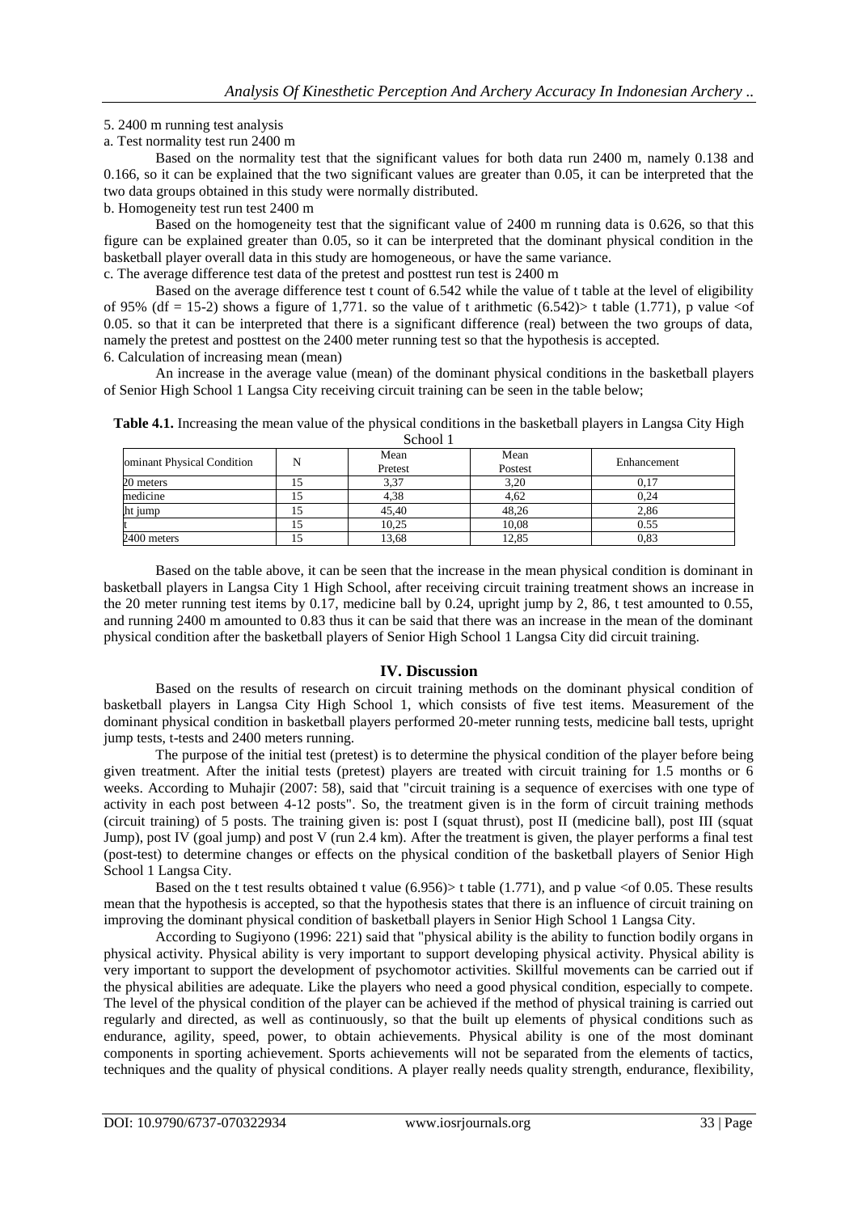5. 2400 m running test analysis

a. Test normality test run 2400 m

Based on the normality test that the significant values for both data run 2400 m, namely 0.138 and 0.166, so it can be explained that the two significant values are greater than 0.05, it can be interpreted that the two data groups obtained in this study were normally distributed.

b. Homogeneity test run test 2400 m

Based on the homogeneity test that the significant value of 2400 m running data is 0.626, so that this figure can be explained greater than 0.05, so it can be interpreted that the dominant physical condition in the basketball player overall data in this study are homogeneous, or have the same variance.

c. The average difference test data of the pretest and posttest run test is 2400 m

Based on the average difference test t count of 6.542 while the value of t table at the level of eligibility of 95% (df = 15-2) shows a figure of 1,771. so the value of t arithmetic (6.542)> t table (1.771), p value <of 0.05. so that it can be interpreted that there is a significant difference (real) between the two groups of data, namely the pretest and posttest on the 2400 meter running test so that the hypothesis is accepted.

6. Calculation of increasing mean (mean)

An increase in the average value (mean) of the dominant physical conditions in the basketball players of Senior High School 1 Langsa City receiving circuit training can be seen in the table below;

**Table 4.1.** Increasing the mean value of the physical conditions in the basketball players in Langsa City High School 1

| ominant Physical Condition | N | Mean Pretest | Mean Postest | Enhancement |
|---|---|---|---|---|
| 20 meters | 15 | 3,37 | 3,20 | 0,17 |
| medicine | 15 | 4,38 | 4,62 | 0,24 |
| ht jump | 15 | 45,40 | 48,26 | 2,86 |
| t | 15 | 10,25 | 10,08 | 0.55 |
| 2400 meters | 15 | 13,68 | 12,85 | 0,83 |

Based on the table above, it can be seen that the increase in the mean physical condition is dominant in basketball players in Langsa City 1 High School, after receiving circuit training treatment shows an increase in the 20 meter running test items by 0.17, medicine ball by 0.24, upright jump by 2, 86, t test amounted to 0.55, and running 2400 m amounted to 0.83 thus it can be said that there was an increase in the mean of the dominant physical condition after the basketball players of Senior High School 1 Langsa City did circuit training.

## IV. Discussion

Based on the results of research on circuit training methods on the dominant physical condition of basketball players in Langsa City High School 1, which consists of five test items. Measurement of the dominant physical condition in basketball players performed 20-meter running tests, medicine ball tests, upright jump tests, t-tests and 2400 meters running.

The purpose of the initial test (pretest) is to determine the physical condition of the player before being given treatment. After the initial tests (pretest) players are treated with circuit training for 1.5 months or 6 weeks. According to Muhajir (2007: 58), said that "circuit training is a sequence of exercises with one type of activity in each post between 4-12 posts". So, the treatment given is in the form of circuit training methods (circuit training) of 5 posts. The training given is: post I (squat thrust), post II (medicine ball), post III (squat Jump), post IV (goal jump) and post V (run 2.4 km). After the treatment is given, the player performs a final test (post-test) to determine changes or effects on the physical condition of the basketball players of Senior High School 1 Langsa City.

Based on the t test results obtained t value (6.956)> t table (1.771), and p value <of 0.05. These results mean that the hypothesis is accepted, so that the hypothesis states that there is an influence of circuit training on improving the dominant physical condition of basketball players in Senior High School 1 Langsa City.

According to Sugiyono (1996: 221) said that "physical ability is the ability to function bodily organs in physical activity. Physical ability is very important to support developing physical activity. Physical ability is very important to support the development of psychomotor activities. Skillful movements can be carried out if the physical abilities are adequate. Like the players who need a good physical condition, especially to compete. The level of the physical condition of the player can be achieved if the method of physical training is carried out regularly and directed, as well as continuously, so that the built up elements of physical conditions such as endurance, agility, speed, power, to obtain achievements. Physical ability is one of the most dominant components in sporting achievement. Sports achievements will not be separated from the elements of tactics, techniques and the quality of physical conditions. A player really needs quality strength, endurance, flexibility,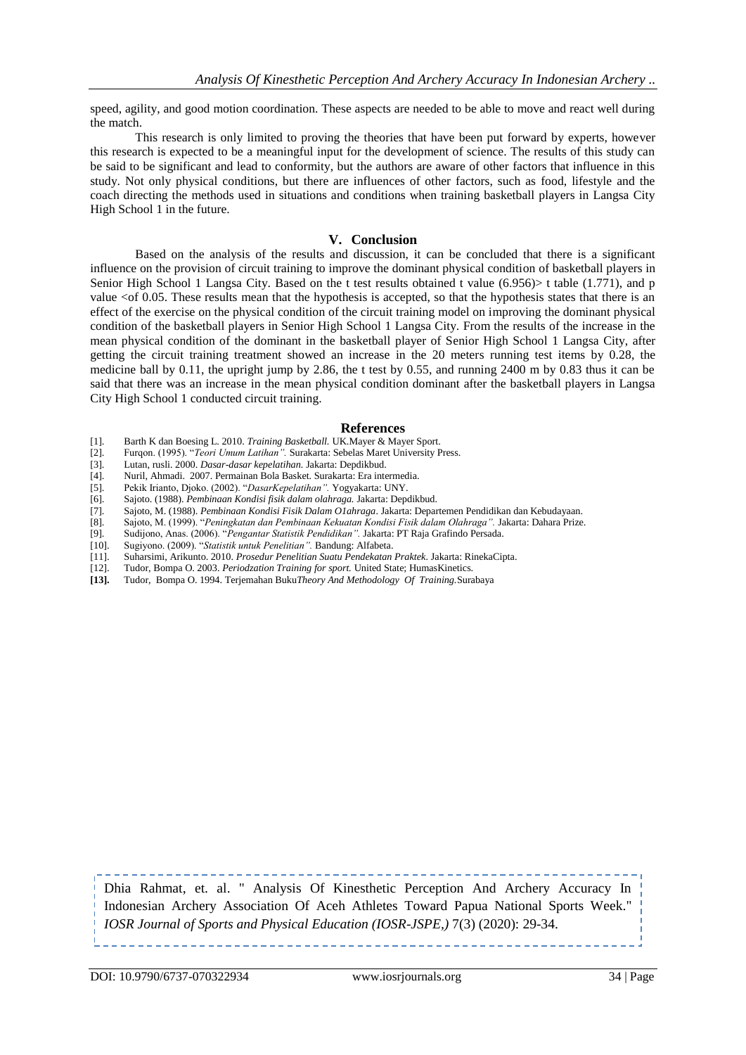speed, agility, and good motion coordination. These aspects are needed to be able to move and react well during the match.

This research is only limited to proving the theories that have been put forward by experts, however this research is expected to be a meaningful input for the development of science. The results of this study can be said to be significant and lead to conformity, but the authors are aware of other factors that influence in this study. Not only physical conditions, but there are influences of other factors, such as food, lifestyle and the coach directing the methods used in situations and conditions when training basketball players in Langsa City High School 1 in the future.

## V. Conclusion

Based on the analysis of the results and discussion, it can be concluded that there is a significant influence on the provision of circuit training to improve the dominant physical condition of basketball players in Senior High School 1 Langsa City. Based on the t test results obtained t value (6.956)> t table (1.771), and p value <of 0.05. These results mean that the hypothesis is accepted, so that the hypothesis states that there is an effect of the exercise on the physical condition of the circuit training model on improving the dominant physical condition of the basketball players in Senior High School 1 Langsa City. From the results of the increase in the mean physical condition of the dominant in the basketball player of Senior High School 1 Langsa City, after getting the circuit training treatment showed an increase in the 20 meters running test items by 0.28, the medicine ball by 0.11, the upright jump by 2.86, the t test by 0.55, and running 2400 m by 0.83 thus it can be said that there was an increase in the mean physical condition dominant after the basketball players in Langsa City High School 1 conducted circuit training.

## References

[1]. Barth K dan Boesing L. 2010. *Training Basketball.* UK.Mayer & Mayer Sport.
[2]. Furqon. (1995). "*Teori Umum Latihan".* Surakarta: Sebelas Maret University Press.
[3]. Lutan, rusli. 2000. *Dasar-dasar kepelatihan.* Jakarta: Depdikbud.
[4]. Nuril, Ahmadi. 2007. Permainan Bola Basket. Surakarta: Era intermedia.
[5]. Pekik Irianto, Djoko. (2002). "*DasarKepelatihan".* Yogyakarta: UNY.
[6]. Sajoto. (1988). *Pembinaan Kondisi fisik dalam olahraga.* Jakarta: Depdikbud.
[7]. Sajoto, M. (1988). *Pembinaan Kondisi Fisik Dalam O1ahraga*. Jakarta: Departemen Pendidikan dan Kebudayaan.
[8]. Sajoto, M. (1999). "*Peningkatan dan Pembinaan Kekuatan Kondisi Fisik dalam Olahraga".* Jakarta: Dahara Prize.
[9]. Sudijono, Anas. (2006). "*Pengantar Statistik Pendidikan".* Jakarta: PT Raja Grafindo Persada.
[10]. Sugiyono. (2009). "*Statistik untuk Penelitian".* Bandung: Alfabeta.
[11]. Suharsimi, Arikunto. 2010. *Prosedur Penelitian Suatu Pendekatan Praktek*. Jakarta: RinekaCipta.
[12]. Tudor, Bompa O. 2003. *Periodzation Training for sport.* United State; HumasKinetics.
**[13].** Tudor, Bompa O. 1994. Terjemahan Buku*Theory And Methodology Of Training.*Surabaya

Dhia Rahmat, et. al. " Analysis Of Kinesthetic Perception And Archery Accuracy In Indonesian Archery Association Of Aceh Athletes Toward Papua National Sports Week." *IOSR Journal of Sports and Physical Education (IOSR-JSPE,)* 7(3) (2020): 29-34.